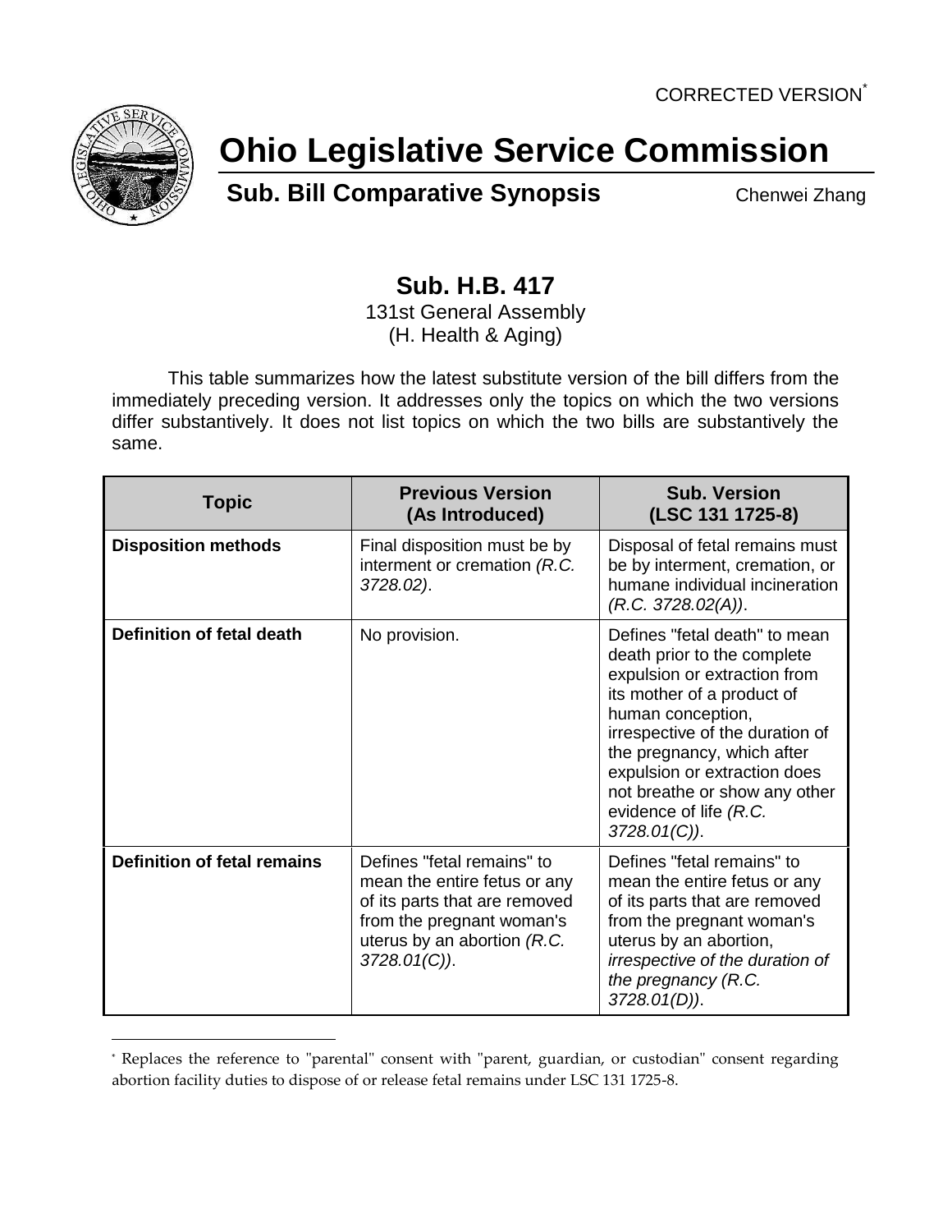CORRECTED VERSION*

# Ohio Legislative Service Commission

## Sub. Bill Comparative Synopsis

Chenwei Zhang

### Sub. H.B. 417

131st General Assembly
(H. Health & Aging)

This table summarizes how the latest substitute version of the bill differs from the immediately preceding version. It addresses only the topics on which the two versions differ substantively. It does not list topics on which the two bills are substantively the same.

| Topic | Previous Version (As Introduced) | Sub. Version (LSC 131 1725-8) |
|---|---|---|
| **Disposition methods** | Final disposition must be by interment or cremation *(R.C. 3728.02)*. | Disposal of fetal remains must be by interment, cremation, or humane individual incineration *(R.C. 3728.02(A))*. |
| **Definition of fetal death** | No provision. | Defines "fetal death" to mean death prior to the complete expulsion or extraction from its mother of a product of human conception, irrespective of the duration of the pregnancy, which after expulsion or extraction does not breathe or show any other evidence of life *(R.C. 3728.01(C))*. |
| **Definition of fetal remains** | Defines "fetal remains" to mean the entire fetus or any of its parts that are removed from the pregnant woman's uterus by an abortion *(R.C. 3728.01(C))*. | Defines "fetal remains" to mean the entire fetus or any of its parts that are removed from the pregnant woman's uterus by an abortion, *irrespective of the duration of the pregnancy (R.C. 3728.01(D))*. |

* Replaces the reference to "parental" consent with "parent, guardian, or custodian" consent regarding abortion facility duties to dispose of or release fetal remains under LSC 131 1725-8.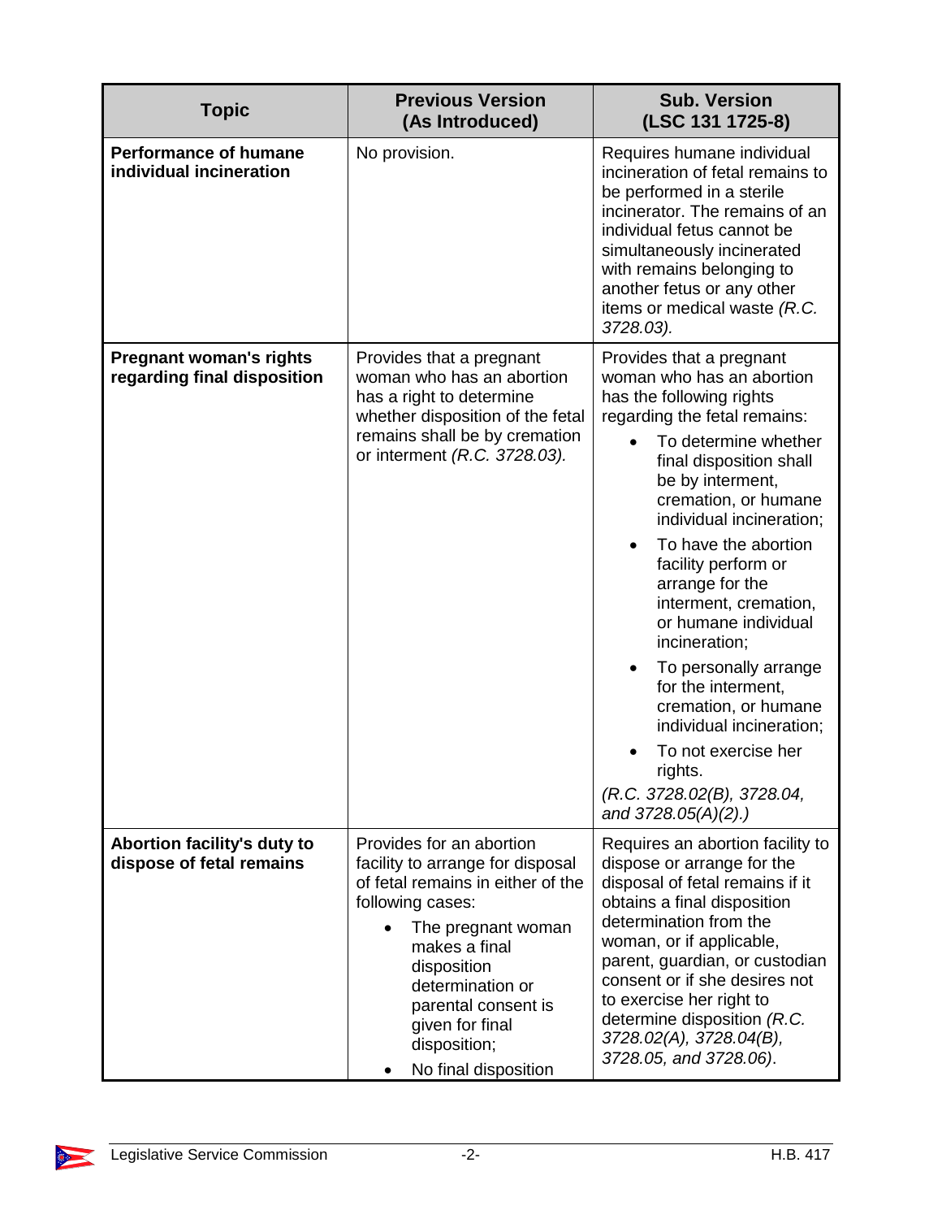| Topic | Previous Version (As Introduced) | Sub. Version (LSC 131 1725-8) |
|---|---|---|
| **Performance of humane individual incineration** | No provision. | Requires humane individual incineration of fetal remains to be performed in a sterile incinerator. The remains of an individual fetus cannot be simultaneously incinerated with remains belonging to another fetus or any other items or medical waste *(R.C. 3728.03)*. |
| **Pregnant woman's rights regarding final disposition** | Provides that a pregnant woman who has an abortion has a right to determine whether disposition of the fetal remains shall be by cremation or interment *(R.C. 3728.03)*. | Provides that a pregnant woman who has an abortion has the following rights regarding the fetal remains:<br>• To determine whether final disposition shall be by interment, cremation, or humane individual incineration;<br>• To have the abortion facility perform or arrange for the interment, cremation, or humane individual incineration;<br>• To personally arrange for the interment, cremation, or humane individual incineration;<br>• To not exercise her rights.<br>*(R.C. 3728.02(B), 3728.04, and 3728.05(A)(2).)* |
| **Abortion facility's duty to dispose of fetal remains** | Provides for an abortion facility to arrange for disposal of fetal remains in either of the following cases:<br>• The pregnant woman makes a final disposition determination or parental consent is given for final disposition;<br>• No final disposition | Requires an abortion facility to dispose or arrange for the disposal of fetal remains if it obtains a final disposition determination from the woman, or if applicable, parent, guardian, or custodian consent or if she desires not to exercise her right to determine disposition *(R.C. 3728.02(A), 3728.04(B), 3728.05, and 3728.06)*. |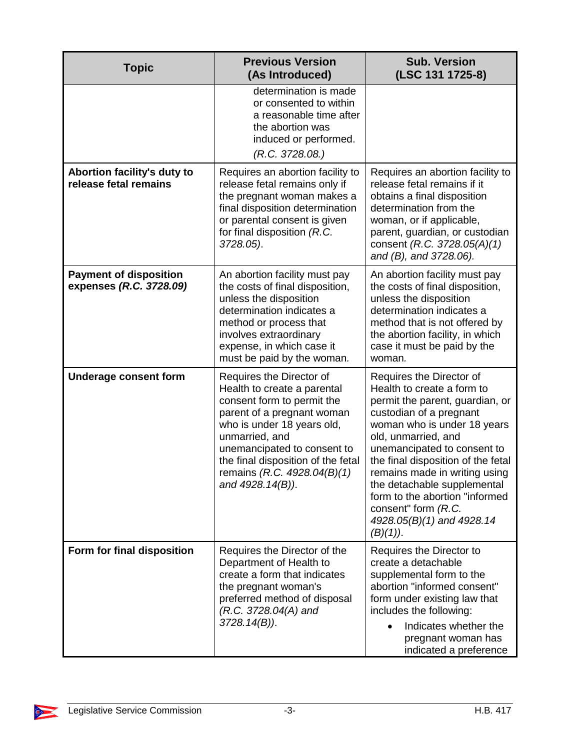| Topic | Previous Version (As Introduced) | Sub. Version (LSC 131 1725-8) |
|---|---|---|
| | determination is made or consented to within a reasonable time after the abortion was induced or performed. *(R.C. 3728.08.)* | |
| **Abortion facility's duty to release fetal remains** | Requires an abortion facility to release fetal remains only if the pregnant woman makes a final disposition determination or parental consent is given for final disposition *(R.C. 3728.05)*. | Requires an abortion facility to release fetal remains if it obtains a final disposition determination from the woman, or if applicable, parent, guardian, or custodian consent *(R.C. 3728.05(A)(1) and (B), and 3728.06).* |
| **Payment of disposition expenses *(R.C. 3728.09)*** | An abortion facility must pay the costs of final disposition, unless the disposition determination indicates a method or process that involves extraordinary expense, in which case it must be paid by the woman. | An abortion facility must pay the costs of final disposition, unless the disposition determination indicates a method that is not offered by the abortion facility, in which case it must be paid by the woman. |
| **Underage consent form** | Requires the Director of Health to create a parental consent form to permit the parent of a pregnant woman who is under 18 years old, unmarried, and unemancipated to consent to the final disposition of the fetal remains *(R.C. 4928.04(B)(1) and 4928.14(B))*. | Requires the Director of Health to create a form to permit the parent, guardian, or custodian of a pregnant woman who is under 18 years old, unmarried, and unemancipated to consent to the final disposition of the fetal remains made in writing using the detachable supplemental form to the abortion "informed consent" form *(R.C. 4928.05(B)(1) and 4928.14 (B)(1))*. |
| **Form for final disposition** | Requires the Director of the Department of Health to create a form that indicates the pregnant woman's preferred method of disposal *(R.C. 3728.04(A) and 3728.14(B))*. | Requires the Director to create a detachable supplemental form to the abortion "informed consent" form under existing law that includes the following:<br>• Indicates whether the pregnant woman has indicated a preference |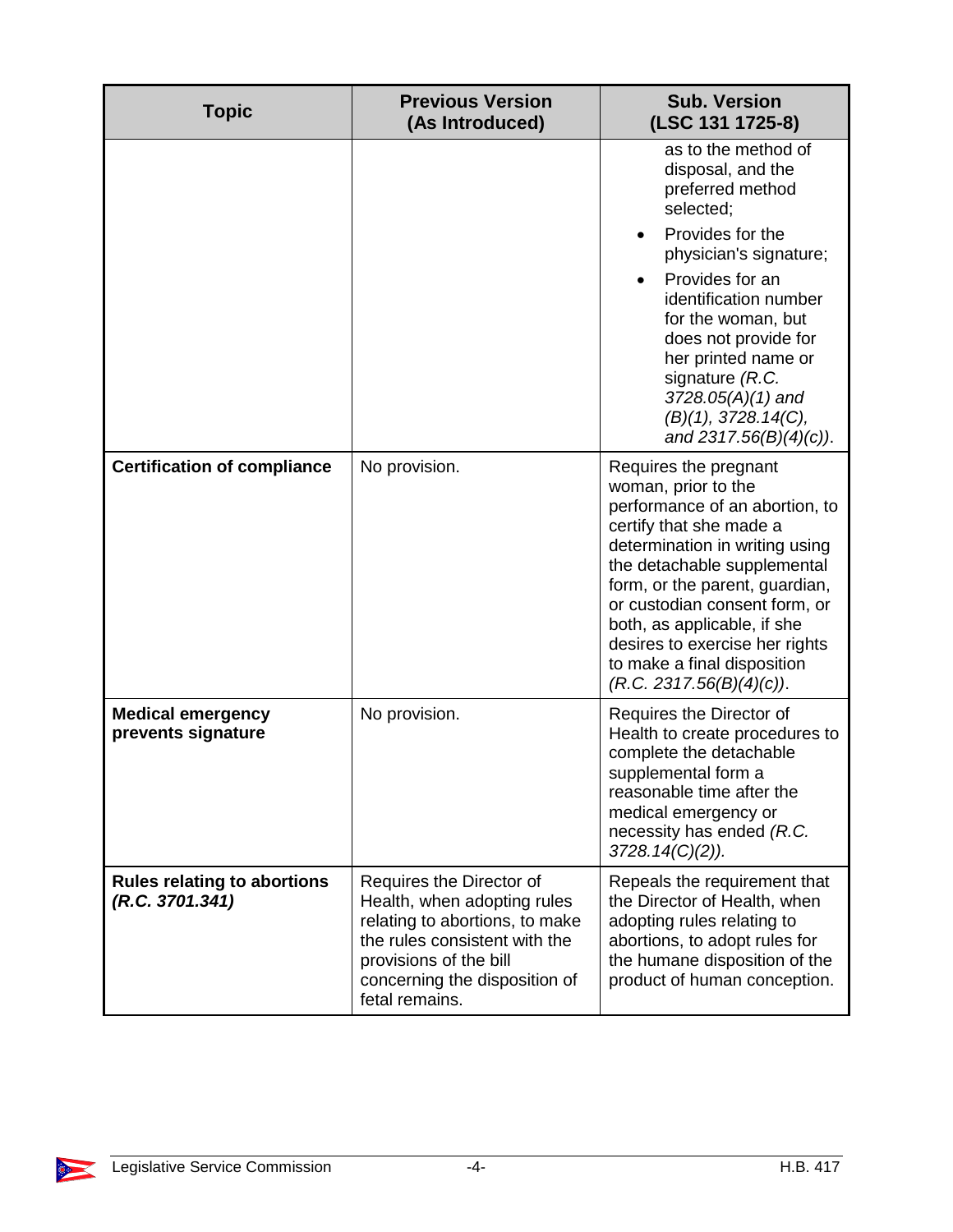| Topic | Previous Version (As Introduced) | Sub. Version (LSC 131 1725-8) |
|---|---|---|
| | | as to the method of disposal, and the preferred method selected;<br>• Provides for the physician's signature;<br>• Provides for an identification number for the woman, but does not provide for her printed name or signature *(R.C. 3728.05(A)(1) and (B)(1), 3728.14(C), and 2317.56(B)(4)(c))*. |
| **Certification of compliance** | No provision. | Requires the pregnant woman, prior to the performance of an abortion, to certify that she made a determination in writing using the detachable supplemental form, or the parent, guardian, or custodian consent form, or both, as applicable, if she desires to exercise her rights to make a final disposition *(R.C. 2317.56(B)(4)(c))*. |
| **Medical emergency prevents signature** | No provision. | Requires the Director of Health to create procedures to complete the detachable supplemental form a reasonable time after the medical emergency or necessity has ended *(R.C. 3728.14(C)(2))*. |
| **Rules relating to abortions *(R.C. 3701.341)*** | Requires the Director of Health, when adopting rules relating to abortions, to make the rules consistent with the provisions of the bill concerning the disposition of fetal remains. | Repeals the requirement that the Director of Health, when adopting rules relating to abortions, to adopt rules for the humane disposition of the product of human conception. |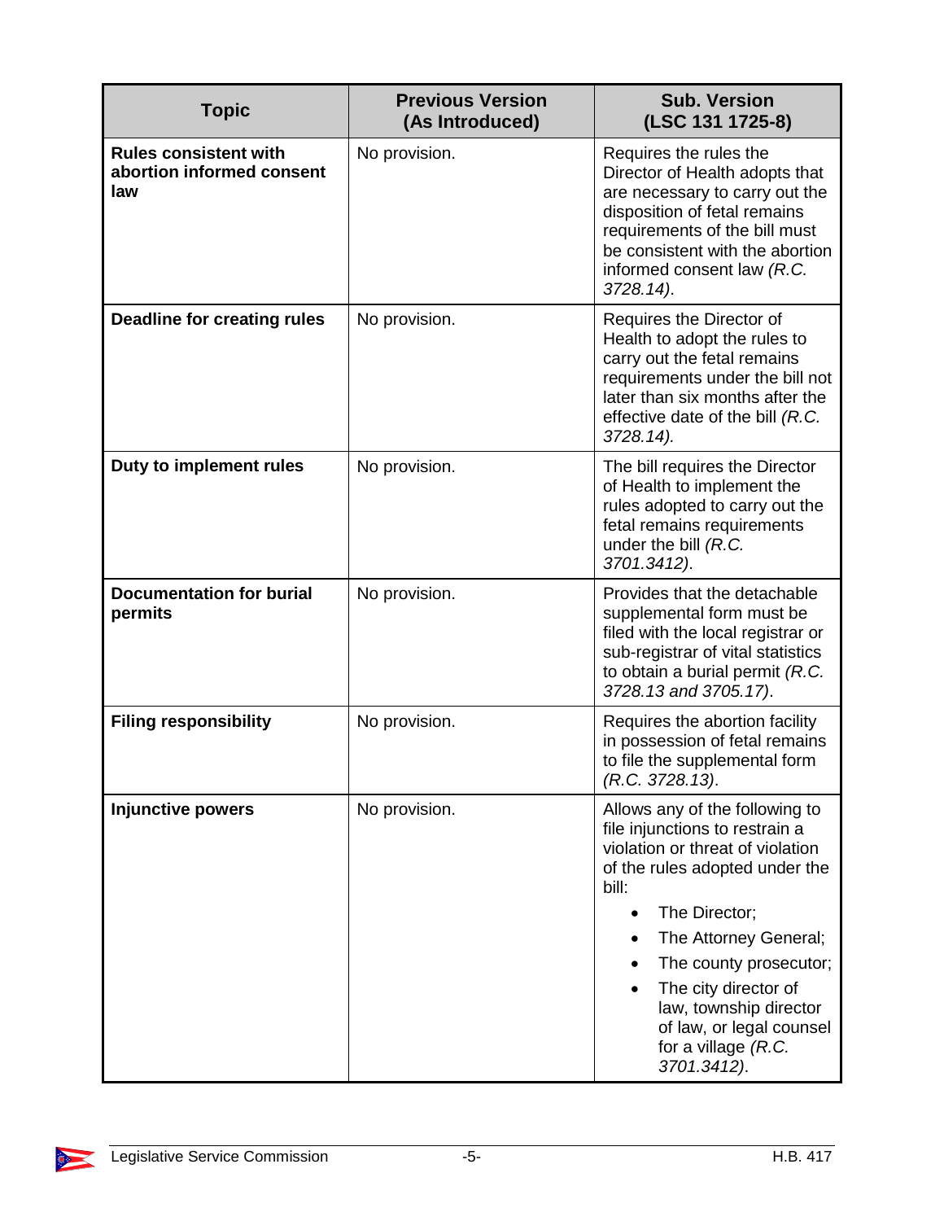| Topic | Previous Version (As Introduced) | Sub. Version (LSC 131 1725-8) |
|---|---|---|
| **Rules consistent with abortion informed consent law** | No provision. | Requires the rules the Director of Health adopts that are necessary to carry out the disposition of fetal remains requirements of the bill must be consistent with the abortion informed consent law *(R.C. 3728.14)*. |
| **Deadline for creating rules** | No provision. | Requires the Director of Health to adopt the rules to carry out the fetal remains requirements under the bill not later than six months after the effective date of the bill *(R.C. 3728.14)*. |
| **Duty to implement rules** | No provision. | The bill requires the Director of Health to implement the rules adopted to carry out the fetal remains requirements under the bill *(R.C. 3701.3412)*. |
| **Documentation for burial permits** | No provision. | Provides that the detachable supplemental form must be filed with the local registrar or sub-registrar of vital statistics to obtain a burial permit *(R.C. 3728.13 and 3705.17)*. |
| **Filing responsibility** | No provision. | Requires the abortion facility in possession of fetal remains to file the supplemental form *(R.C. 3728.13)*. |
| **Injunctive powers** | No provision. | Allows any of the following to file injunctions to restrain a violation or threat of violation of the rules adopted under the bill:<br>• The Director;<br>• The Attorney General;<br>• The county prosecutor;<br>• The city director of law, township director of law, or legal counsel for a village *(R.C. 3701.3412)*. |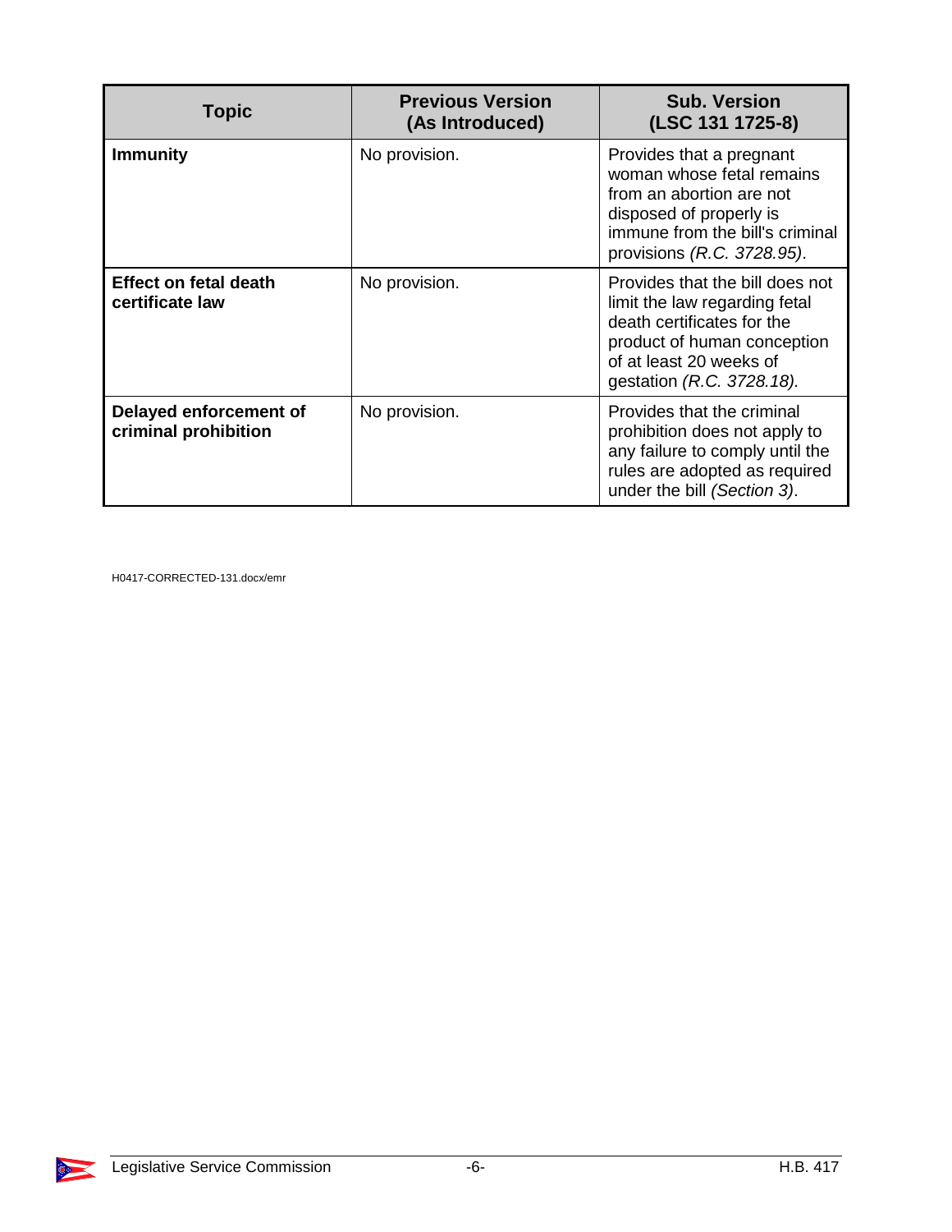| Topic | Previous Version (As Introduced) | Sub. Version (LSC 131 1725-8) |
|---|---|---|
| **Immunity** | No provision. | Provides that a pregnant woman whose fetal remains from an abortion are not disposed of properly is immune from the bill's criminal provisions *(R.C. 3728.95)*. |
| **Effect on fetal death certificate law** | No provision. | Provides that the bill does not limit the law regarding fetal death certificates for the product of human conception of at least 20 weeks of gestation *(R.C. 3728.18).* |
| **Delayed enforcement of criminal prohibition** | No provision. | Provides that the criminal prohibition does not apply to any failure to comply until the rules are adopted as required under the bill *(Section 3)*. |

H0417-CORRECTED-131.docx/emr